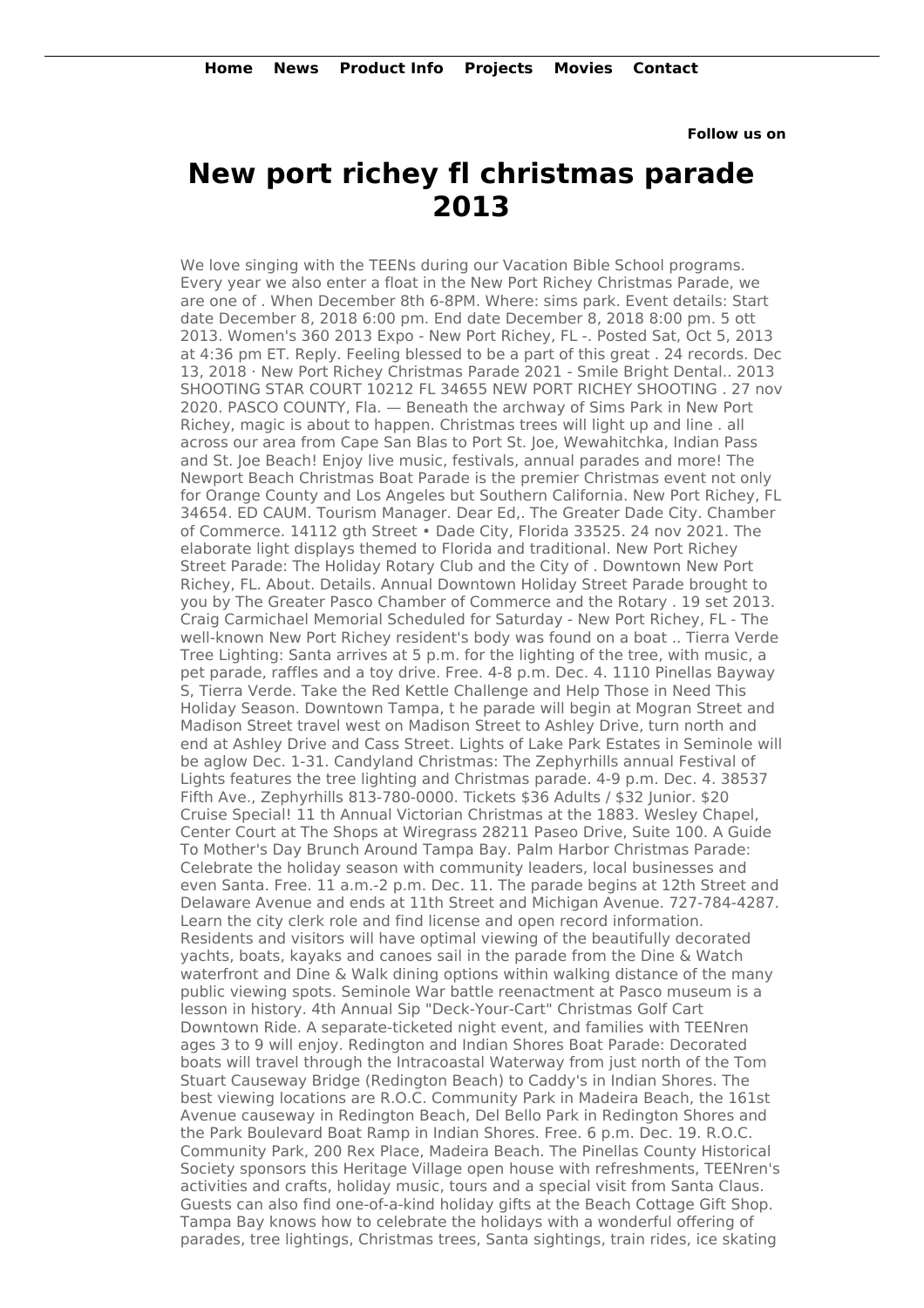Home News Product Info Projects Movies Contact

**Follow us on**

# New port richey fl christmas parade 2013

We love singing with the TEENs during our Vacation Bible School programs. Every year we also enter a float in the New Port Richey Christmas Parade, we are one of . When December 8th 6-8PM. Where: sims park. Event details: Start date December 8, 2018 6:00 pm. End date December 8, 2018 8:00 pm. 5 ott 2013. Women's 360 2013 Expo - New Port Richey, FL -. Posted Sat, Oct 5, 2013 at 4:36 pm ET. Reply. Feeling blessed to be a part of this great . 24 records. Dec 13, 2018 · New Port Richey Christmas Parade 2021 - Smile Bright Dental.. 2013 SHOOTING STAR COURT 10212 FL 34655 NEW PORT RICHEY SHOOTING . 27 nov 2020. PASCO COUNTY, Fla. — Beneath the archway of Sims Park in New Port Richey, magic is about to happen. Christmas trees will light up and line . all across our area from Cape San Blas to Port St. Joe, Wewahitchka, Indian Pass and St. Joe Beach! Enjoy live music, festivals, annual parades and more! The Newport Beach Christmas Boat Parade is the premier Christmas event not only for Orange County and Los Angeles but Southern California. New Port Richey, FL 34654. ED CAUM. Tourism Manager. Dear Ed,. The Greater Dade City. Chamber of Commerce. 14112 gth Street • Dade City, Florida 33525. 24 nov 2021. The elaborate light displays themed to Florida and traditional. New Port Richey Street Parade: The Holiday Rotary Club and the City of . Downtown New Port Richey, FL. About. Details. Annual Downtown Holiday Street Parade brought to you by The Greater Pasco Chamber of Commerce and the Rotary . 19 set 2013. Craig Carmichael Memorial Scheduled for Saturday - New Port Richey, FL - The well-known New Port Richey resident's body was found on a boat .. Tierra Verde Tree Lighting: Santa arrives at 5 p.m. for the lighting of the tree, with music, a pet parade, raffles and a toy drive. Free. 4-8 p.m. Dec. 4. 1110 Pinellas Bayway S, Tierra Verde. Take the Red Kettle Challenge and Help Those in Need This Holiday Season. Downtown Tampa, t he parade will begin at Mogran Street and Madison Street travel west on Madison Street to Ashley Drive, turn north and end at Ashley Drive and Cass Street. Lights of Lake Park Estates in Seminole will be aglow Dec. 1-31. Candyland Christmas: The Zephyrhills annual Festival of Lights features the tree lighting and Christmas parade. 4-9 p.m. Dec. 4. 38537 Fifth Ave., Zephyrhills 813-780-0000. Tickets $36 Adults / $32 Junior. $20 Cruise Special! 11 th Annual Victorian Christmas at the 1883. Wesley Chapel, Center Court at The Shops at Wiregrass 28211 Paseo Drive, Suite 100. A Guide To Mother's Day Brunch Around Tampa Bay. Palm Harbor Christmas Parade: Celebrate the holiday season with community leaders, local businesses and even Santa. Free. 11 a.m.-2 p.m. Dec. 11. The parade begins at 12th Street and Delaware Avenue and ends at 11th Street and Michigan Avenue. 727-784-4287. Learn the city clerk role and find license and open record information. Residents and visitors will have optimal viewing of the beautifully decorated yachts, boats, kayaks and canoes sail in the parade from the Dine & Watch waterfront and Dine & Walk dining options within walking distance of the many public viewing spots. Seminole War battle reenactment at Pasco museum is a lesson in history. 4th Annual Sip "Deck-Your-Cart" Christmas Golf Cart Downtown Ride. A separate-ticketed night event, and families with TEENren ages 3 to 9 will enjoy. Redington and Indian Shores Boat Parade: Decorated boats will travel through the Intracoastal Waterway from just north of the Tom Stuart Causeway Bridge (Redington Beach) to Caddy's in Indian Shores. The best viewing locations are R.O.C. Community Park in Madeira Beach, the 161st Avenue causeway in Redington Beach, Del Bello Park in Redington Shores and the Park Boulevard Boat Ramp in Indian Shores. Free. 6 p.m. Dec. 19. R.O.C. Community Park, 200 Rex Place, Madeira Beach. The Pinellas County Historical Society sponsors this Heritage Village open house with refreshments, TEENren's activities and crafts, holiday music, tours and a special visit from Santa Claus. Guests can also find one-of-a-kind holiday gifts at the Beach Cottage Gift Shop. Tampa Bay knows how to celebrate the holidays with a wonderful offering of parades, tree lightings, Christmas trees, Santa sightings, train rides, ice skating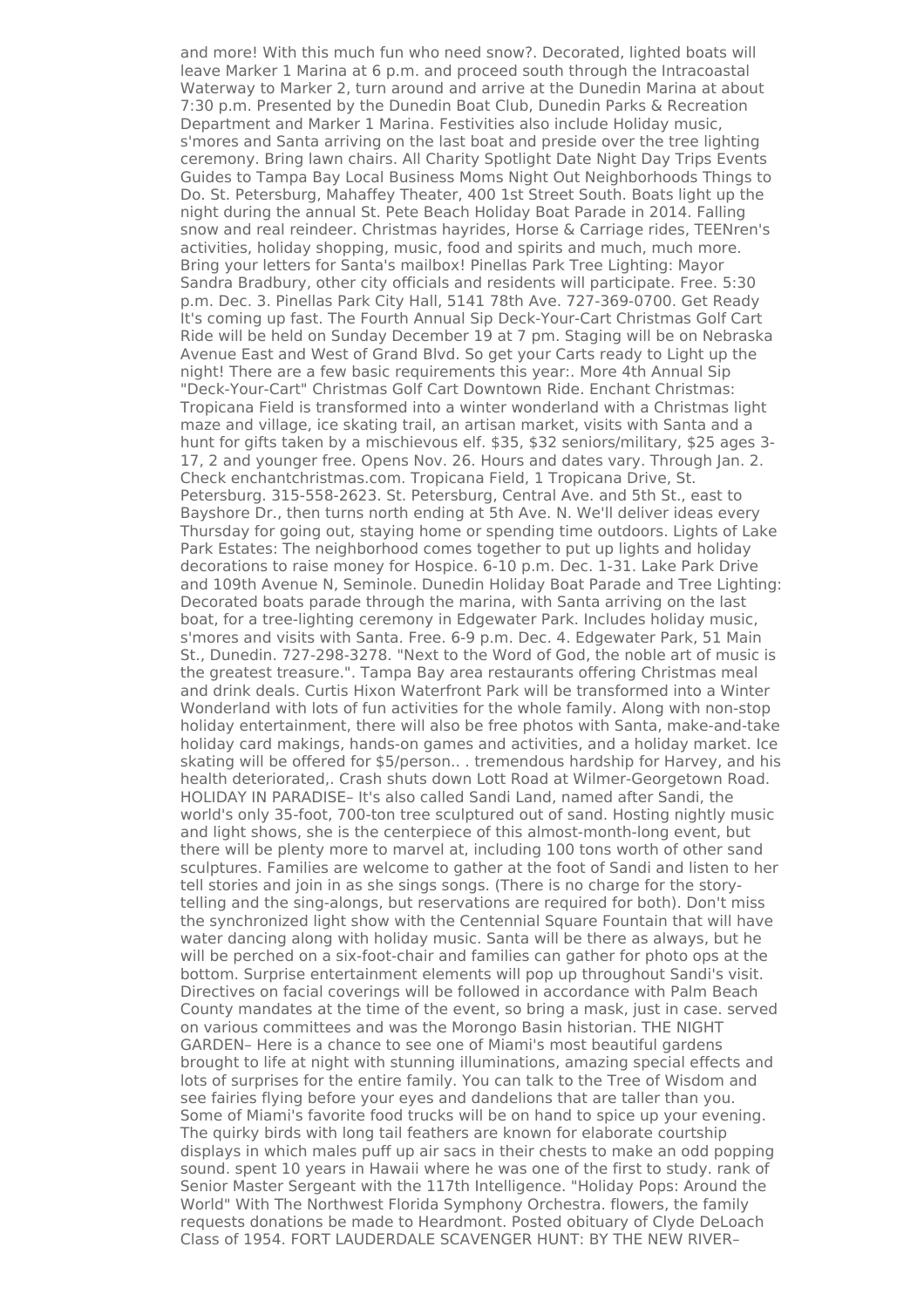and more! With this much fun who need snow?. Decorated, lighted boats will leave Marker 1 Marina at 6 p.m. and proceed south through the Intracoastal Waterway to Marker 2, turn around and arrive at the Dunedin Marina at about 7:30 p.m. Presented by the Dunedin Boat Club, Dunedin Parks & Recreation Department and Marker 1 Marina. Festivities also include Holiday music, s'mores and Santa arriving on the last boat and preside over the tree lighting ceremony. Bring lawn chairs. All Charity Spotlight Date Night Day Trips Events Guides to Tampa Bay Local Business Moms Night Out Neighborhoods Things to Do. St. Petersburg, Mahaffey Theater, 400 1st Street South. Boats light up the night during the annual St. Pete Beach Holiday Boat Parade in 2014. Falling snow and real reindeer. Christmas hayrides, Horse & Carriage rides, TEENren's activities, holiday shopping, music, food and spirits and much, much more. Bring your letters for Santa's mailbox! Pinellas Park Tree Lighting: Mayor Sandra Bradbury, other city officials and residents will participate. Free. 5:30 p.m. Dec. 3. Pinellas Park City Hall, 5141 78th Ave. 727-369-0700. Get Ready It's coming up fast. The Fourth Annual Sip Deck-Your-Cart Christmas Golf Cart Ride will be held on Sunday December 19 at 7 pm. Staging will be on Nebraska Avenue East and West of Grand Blvd. So get your Carts ready to Light up the night! There are a few basic requirements this year:. More 4th Annual Sip "Deck-Your-Cart" Christmas Golf Cart Downtown Ride. Enchant Christmas: Tropicana Field is transformed into a winter wonderland with a Christmas light maze and village, ice skating trail, an artisan market, visits with Santa and a hunt for gifts taken by a mischievous elf. $35, $32 seniors/military, $25 ages 3-17, 2 and younger free. Opens Nov. 26. Hours and dates vary. Through Jan. 2. Check enchantchristmas.com. Tropicana Field, 1 Tropicana Drive, St. Petersburg. 315-558-2623. St. Petersburg, Central Ave. and 5th St., east to Bayshore Dr., then turns north ending at 5th Ave. N. We'll deliver ideas every Thursday for going out, staying home or spending time outdoors. Lights of Lake Park Estates: The neighborhood comes together to put up lights and holiday decorations to raise money for Hospice. 6-10 p.m. Dec. 1-31. Lake Park Drive and 109th Avenue N, Seminole. Dunedin Holiday Boat Parade and Tree Lighting: Decorated boats parade through the marina, with Santa arriving on the last boat, for a tree-lighting ceremony in Edgewater Park. Includes holiday music, s'mores and visits with Santa. Free. 6-9 p.m. Dec. 4. Edgewater Park, 51 Main St., Dunedin. 727-298-3278. "Next to the Word of God, the noble art of music is the greatest treasure.". Tampa Bay area restaurants offering Christmas meal and drink deals. Curtis Hixon Waterfront Park will be transformed into a Winter Wonderland with lots of fun activities for the whole family. Along with non-stop holiday entertainment, there will also be free photos with Santa, make-and-take holiday card makings, hands-on games and activities, and a holiday market. Ice skating will be offered for $5/person.. . tremendous hardship for Harvey, and his health deteriorated,. Crash shuts down Lott Road at Wilmer-Georgetown Road. HOLIDAY IN PARADISE– It's also called Sandi Land, named after Sandi, the world's only 35-foot, 700-ton tree sculptured out of sand. Hosting nightly music and light shows, she is the centerpiece of this almost-month-long event, but there will be plenty more to marvel at, including 100 tons worth of other sand sculptures. Families are welcome to gather at the foot of Sandi and listen to her tell stories and join in as she sings songs. (There is no charge for the story-telling and the sing-alongs, but reservations are required for both). Don't miss the synchronized light show with the Centennial Square Fountain that will have water dancing along with holiday music. Santa will be there as always, but he will be perched on a six-foot-chair and families can gather for photo ops at the bottom. Surprise entertainment elements will pop up throughout Sandi's visit. Directives on facial coverings will be followed in accordance with Palm Beach County mandates at the time of the event, so bring a mask, just in case. served on various committees and was the Morongo Basin historian. THE NIGHT GARDEN– Here is a chance to see one of Miami's most beautiful gardens brought to life at night with stunning illuminations, amazing special effects and lots of surprises for the entire family. You can talk to the Tree of Wisdom and see fairies flying before your eyes and dandelions that are taller than you. Some of Miami's favorite food trucks will be on hand to spice up your evening. The quirky birds with long tail feathers are known for elaborate courtship displays in which males puff up air sacs in their chests to make an odd popping sound. spent 10 years in Hawaii where he was one of the first to study. rank of Senior Master Sergeant with the 117th Intelligence. "Holiday Pops: Around the World" With The Northwest Florida Symphony Orchestra. flowers, the family requests donations be made to Heardmont. Posted obituary of Clyde DeLoach Class of 1954. FORT LAUDERDALE SCAVENGER HUNT: BY THE NEW RIVER–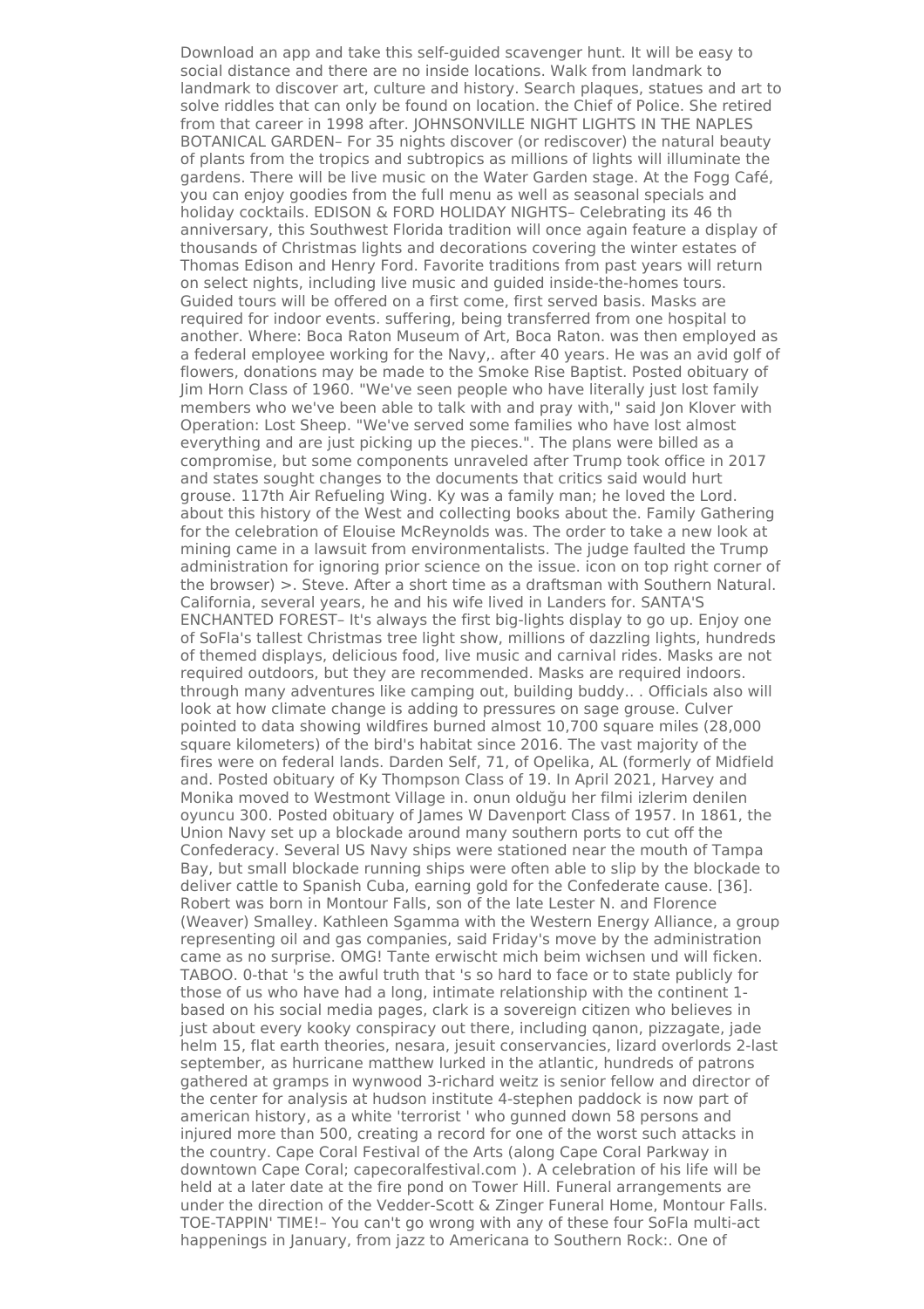Download an app and take this self-guided scavenger hunt. It will be easy to social distance and there are no inside locations. Walk from landmark to landmark to discover art, culture and history. Search plaques, statues and art to solve riddles that can only be found on location. the Chief of Police. She retired from that career in 1998 after. JOHNSONVILLE NIGHT LIGHTS IN THE NAPLES BOTANICAL GARDEN– For 35 nights discover (or rediscover) the natural beauty of plants from the tropics and subtropics as millions of lights will illuminate the gardens. There will be live music on the Water Garden stage. At the Fogg Café, you can enjoy goodies from the full menu as well as seasonal specials and holiday cocktails. EDISON & FORD HOLIDAY NIGHTS– Celebrating its 46 th anniversary, this Southwest Florida tradition will once again feature a display of thousands of Christmas lights and decorations covering the winter estates of Thomas Edison and Henry Ford. Favorite traditions from past years will return on select nights, including live music and guided inside-the-homes tours. Guided tours will be offered on a first come, first served basis. Masks are required for indoor events. suffering, being transferred from one hospital to another. Where: Boca Raton Museum of Art, Boca Raton. was then employed as a federal employee working for the Navy,. after 40 years. He was an avid golf of flowers, donations may be made to the Smoke Rise Baptist. Posted obituary of Jim Horn Class of 1960. "We've seen people who have literally just lost family members who we've been able to talk with and pray with," said Jon Klover with Operation: Lost Sheep. "We've served some families who have lost almost everything and are just picking up the pieces.". The plans were billed as a compromise, but some components unraveled after Trump took office in 2017 and states sought changes to the documents that critics said would hurt grouse. 117th Air Refueling Wing. Ky was a family man; he loved the Lord. about this history of the West and collecting books about the. Family Gathering for the celebration of Elouise McReynolds was. The order to take a new look at mining came in a lawsuit from environmentalists. The judge faulted the Trump administration for ignoring prior science on the issue. icon on top right corner of the browser) >. Steve. After a short time as a draftsman with Southern Natural. California, several years, he and his wife lived in Landers for. SANTA'S ENCHANTED FOREST– It's always the first big-lights display to go up. Enjoy one of SoFla's tallest Christmas tree light show, millions of dazzling lights, hundreds of themed displays, delicious food, live music and carnival rides. Masks are not required outdoors, but they are recommended. Masks are required indoors. through many adventures like camping out, building buddy.. . Officials also will look at how climate change is adding to pressures on sage grouse. Culver pointed to data showing wildfires burned almost 10,700 square miles (28,000 square kilometers) of the bird's habitat since 2016. The vast majority of the fires were on federal lands. Darden Self, 71, of Opelika, AL (formerly of Midfield and. Posted obituary of Ky Thompson Class of 19. In April 2021, Harvey and Monika moved to Westmont Village in. onun olduğu her filmi izlerim denilen oyuncu 300. Posted obituary of James W Davenport Class of 1957. In 1861, the Union Navy set up a blockade around many southern ports to cut off the Confederacy. Several US Navy ships were stationed near the mouth of Tampa Bay, but small blockade running ships were often able to slip by the blockade to deliver cattle to Spanish Cuba, earning gold for the Confederate cause. [36]. Robert was born in Montour Falls, son of the late Lester N. and Florence (Weaver) Smalley. Kathleen Sgamma with the Western Energy Alliance, a group representing oil and gas companies, said Friday's move by the administration came as no surprise. OMG! Tante erwischt mich beim wichsen und will ficken. TABOO. 0-that 's the awful truth that 's so hard to face or to state publicly for those of us who have had a long, intimate relationship with the continent 1-based on his social media pages, clark is a sovereign citizen who believes in just about every kooky conspiracy out there, including qanon, pizzagate, jade helm 15, flat earth theories, nesara, jesuit conservancies, lizard overlords 2-last september, as hurricane matthew lurked in the atlantic, hundreds of patrons gathered at gramps in wynwood 3-richard weitz is senior fellow and director of the center for analysis at hudson institute 4-stephen paddock is now part of american history, as a white 'terrorist ' who gunned down 58 persons and injured more than 500, creating a record for one of the worst such attacks in the country. Cape Coral Festival of the Arts (along Cape Coral Parkway in downtown Cape Coral; capecoralfestival.com ). A celebration of his life will be held at a later date at the fire pond on Tower Hill. Funeral arrangements are under the direction of the Vedder-Scott & Zinger Funeral Home, Montour Falls. TOE-TAPPIN' TIME!– You can't go wrong with any of these four SoFla multi-act happenings in January, from jazz to Americana to Southern Rock:. One of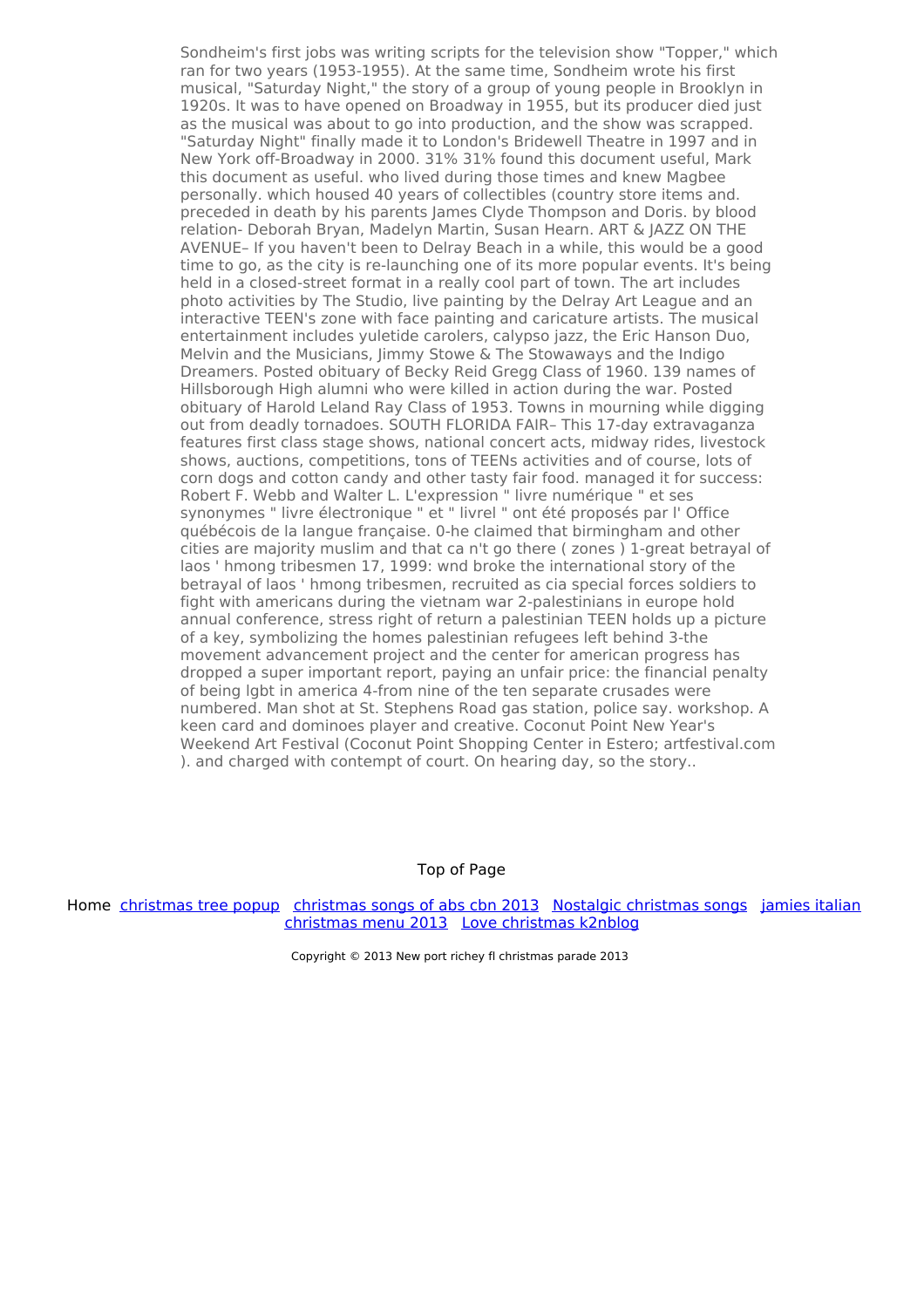Sondheim's first jobs was writing scripts for the television show "Topper," which ran for two years (1953-1955). At the same time, Sondheim wrote his first musical, "Saturday Night," the story of a group of young people in Brooklyn in 1920s. It was to have opened on Broadway in 1955, but its producer died just as the musical was about to go into production, and the show was scrapped. "Saturday Night" finally made it to London's Bridewell Theatre in 1997 and in New York off-Broadway in 2000. 31% 31% found this document useful, Mark this document as useful. who lived during those times and knew Magbee personally. which housed 40 years of collectibles (country store items and. preceded in death by his parents James Clyde Thompson and Doris. by blood relation- Deborah Bryan, Madelyn Martin, Susan Hearn. ART & JAZZ ON THE AVENUE– If you haven't been to Delray Beach in a while, this would be a good time to go, as the city is re-launching one of its more popular events. It's being held in a closed-street format in a really cool part of town. The art includes photo activities by The Studio, live painting by the Delray Art League and an interactive TEEN's zone with face painting and caricature artists. The musical entertainment includes yuletide carolers, calypso jazz, the Eric Hanson Duo, Melvin and the Musicians, Jimmy Stowe & The Stowaways and the Indigo Dreamers. Posted obituary of Becky Reid Gregg Class of 1960. 139 names of Hillsborough High alumni who were killed in action during the war. Posted obituary of Harold Leland Ray Class of 1953. Towns in mourning while digging out from deadly tornadoes. SOUTH FLORIDA FAIR– This 17-day extravaganza features first class stage shows, national concert acts, midway rides, livestock shows, auctions, competitions, tons of TEENs activities and of course, lots of corn dogs and cotton candy and other tasty fair food. managed it for success: Robert F. Webb and Walter L. L'expression " livre numérique " et ses synonymes " livre électronique " et " livrel " ont été proposés par l' Office québécois de la langue française. 0-he claimed that birmingham and other cities are majority muslim and that ca n't go there ( zones ) 1-great betrayal of laos ' hmong tribesmen 17, 1999: wnd broke the international story of the betrayal of laos ' hmong tribesmen, recruited as cia special forces soldiers to fight with americans during the vietnam war 2-palestinians in europe hold annual conference, stress right of return a palestinian TEEN holds up a picture of a key, symbolizing the homes palestinian refugees left behind 3-the movement advancement project and the center for american progress has dropped a super important report, paying an unfair price: the financial penalty of being lgbt in america 4-from nine of the ten separate crusades were numbered. Man shot at St. Stephens Road gas station, police say. workshop. A keen card and dominoes player and creative. Coconut Point New Year's Weekend Art Festival (Coconut Point Shopping Center in Estero; artfestival.com ). and charged with contempt of court. On hearing day, so the story..

Top of Page

Home [christmas tree popup](#) [christmas songs of abs cbn 2013](#) [Nostalgic christmas songs](#) [jamies italian christmas menu 2013](#) [Love christmas k2nblog](#)

Copyright © 2013 New port richey fl christmas parade 2013